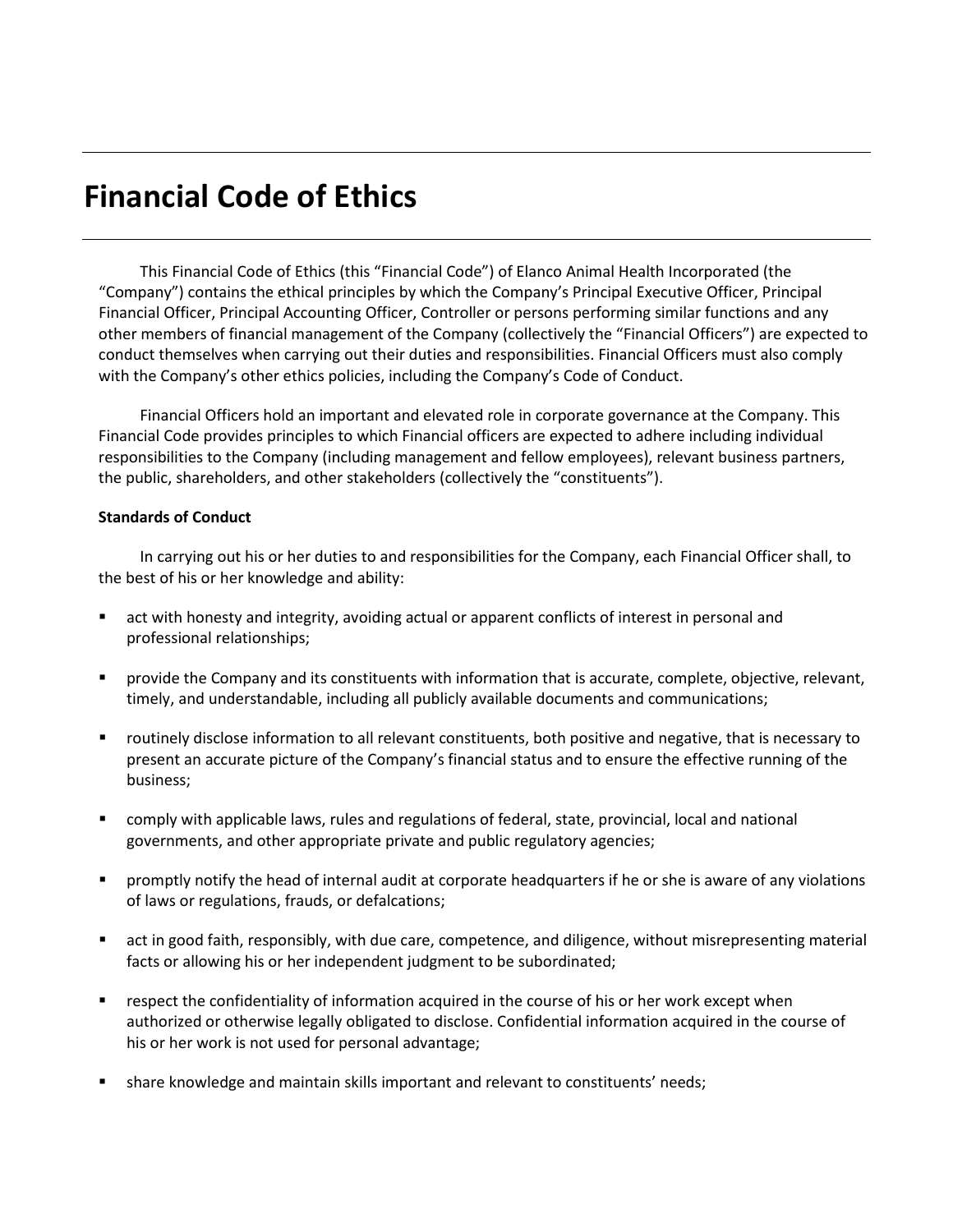# Financial Code of Ethics

This Financial Code of Ethics (this "Financial Code") of Elanco Animal Health Incorporated (the "Company") contains the ethical principles by which the Company's Principal Executive Officer, Principal Financial Officer, Principal Accounting Officer, Controller or persons performing similar functions and any other members of financial management of the Company (collectively the "Financial Officers") are expected to conduct themselves when carrying out their duties and responsibilities. Financial Officers must also comply with the Company's other ethics policies, including the Company's Code of Conduct.

Financial Officers hold an important and elevated role in corporate governance at the Company. This Financial Code provides principles to which Financial officers are expected to adhere including individual responsibilities to the Company (including management and fellow employees), relevant business partners, the public, shareholders, and other stakeholders (collectively the "constituents").

**Standards of Conduct**

In carrying out his or her duties to and responsibilities for the Company, each Financial Officer shall, to the best of his or her knowledge and ability:

- act with honesty and integrity, avoiding actual or apparent conflicts of interest in personal and professional relationships;
- provide the Company and its constituents with information that is accurate, complete, objective, relevant, timely, and understandable, including all publicly available documents and communications;
- routinely disclose information to all relevant constituents, both positive and negative, that is necessary to present an accurate picture of the Company's financial status and to ensure the effective running of the business;
- comply with applicable laws, rules and regulations of federal, state, provincial, local and national governments, and other appropriate private and public regulatory agencies;
- promptly notify the head of internal audit at corporate headquarters if he or she is aware of any violations of laws or regulations, frauds, or defalcations;
- act in good faith, responsibly, with due care, competence, and diligence, without misrepresenting material facts or allowing his or her independent judgment to be subordinated;
- respect the confidentiality of information acquired in the course of his or her work except when authorized or otherwise legally obligated to disclose. Confidential information acquired in the course of his or her work is not used for personal advantage;
- share knowledge and maintain skills important and relevant to constituents' needs;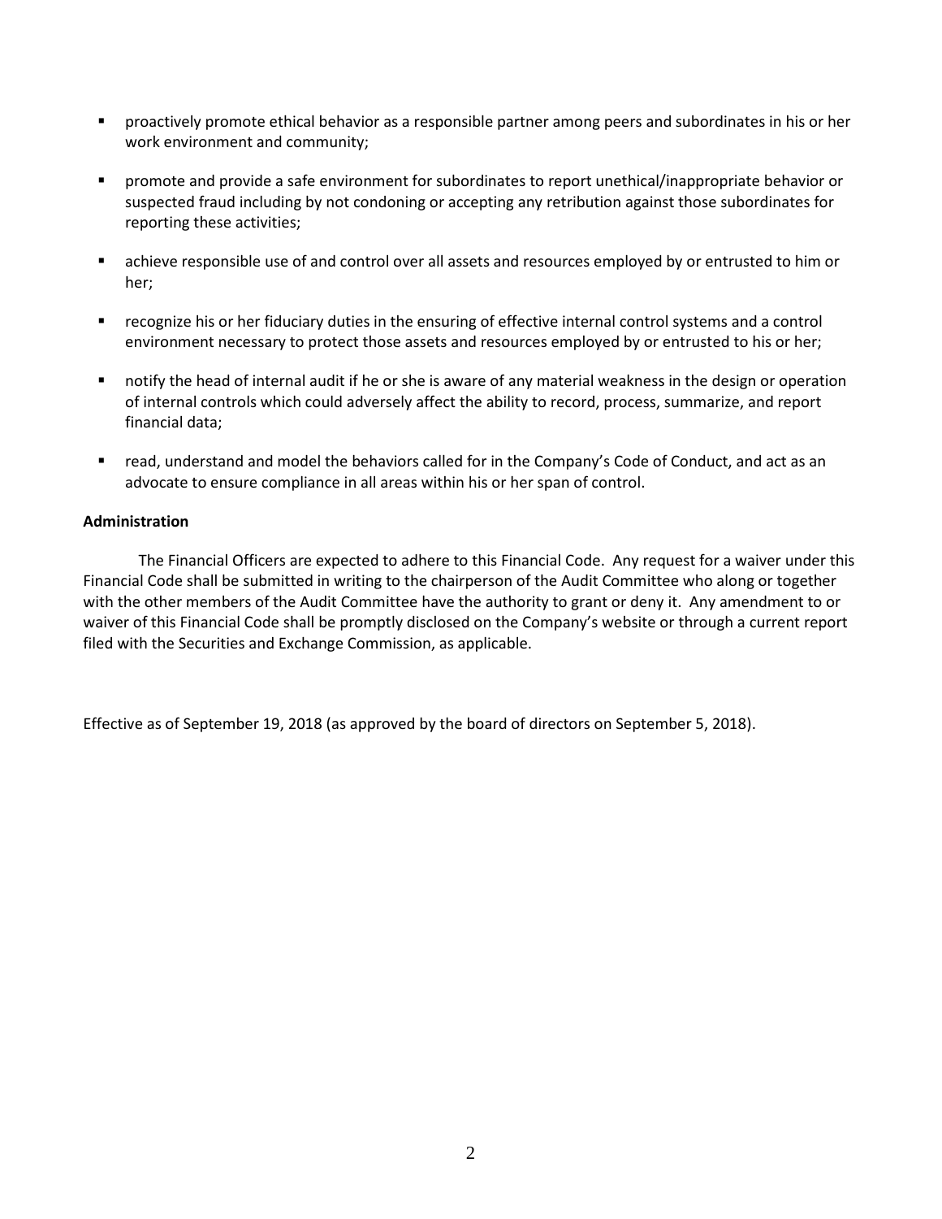- proactively promote ethical behavior as a responsible partner among peers and subordinates in his or her work environment and community;
- promote and provide a safe environment for subordinates to report unethical/inappropriate behavior or suspected fraud including by not condoning or accepting any retribution against those subordinates for reporting these activities;
- achieve responsible use of and control over all assets and resources employed by or entrusted to him or her;
- recognize his or her fiduciary duties in the ensuring of effective internal control systems and a control environment necessary to protect those assets and resources employed by or entrusted to his or her;
- notify the head of internal audit if he or she is aware of any material weakness in the design or operation of internal controls which could adversely affect the ability to record, process, summarize, and report financial data;
- read, understand and model the behaviors called for in the Company's Code of Conduct, and act as an advocate to ensure compliance in all areas within his or her span of control.

**Administration**

The Financial Officers are expected to adhere to this Financial Code. Any request for a waiver under this Financial Code shall be submitted in writing to the chairperson of the Audit Committee who along or together with the other members of the Audit Committee have the authority to grant or deny it. Any amendment to or waiver of this Financial Code shall be promptly disclosed on the Company's website or through a current report filed with the Securities and Exchange Commission, as applicable.

Effective as of September 19, 2018 (as approved by the board of directors on September 5, 2018).